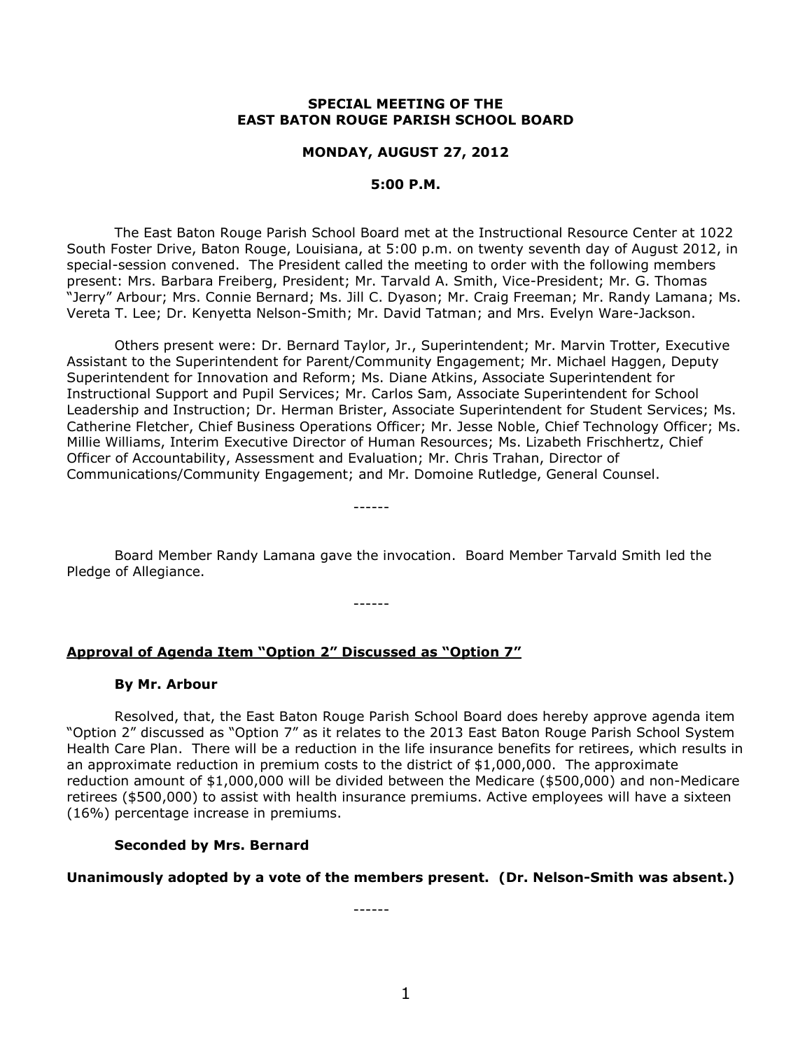**SPECIAL MEETING OF THE**
**EAST BATON ROUGE PARISH SCHOOL BOARD**

**MONDAY, AUGUST 27, 2012**

**5:00 P.M.**

The East Baton Rouge Parish School Board met at the Instructional Resource Center at 1022 South Foster Drive, Baton Rouge, Louisiana, at 5:00 p.m. on twenty seventh day of August 2012, in special-session convened. The President called the meeting to order with the following members present: Mrs. Barbara Freiberg, President; Mr. Tarvald A. Smith, Vice-President; Mr. G. Thomas "Jerry" Arbour; Mrs. Connie Bernard; Ms. Jill C. Dyason; Mr. Craig Freeman; Mr. Randy Lamana; Ms. Vereta T. Lee; Dr. Kenyetta Nelson-Smith; Mr. David Tatman; and Mrs. Evelyn Ware-Jackson.

Others present were: Dr. Bernard Taylor, Jr., Superintendent; Mr. Marvin Trotter, Executive Assistant to the Superintendent for Parent/Community Engagement; Mr. Michael Haggen, Deputy Superintendent for Innovation and Reform; Ms. Diane Atkins, Associate Superintendent for Instructional Support and Pupil Services; Mr. Carlos Sam, Associate Superintendent for School Leadership and Instruction; Dr. Herman Brister, Associate Superintendent for Student Services; Ms. Catherine Fletcher, Chief Business Operations Officer; Mr. Jesse Noble, Chief Technology Officer; Ms. Millie Williams, Interim Executive Director of Human Resources; Ms. Lizabeth Frischhertz, Chief Officer of Accountability, Assessment and Evaluation; Mr. Chris Trahan, Director of Communications/Community Engagement; and Mr. Domoine Rutledge, General Counsel.

------

Board Member Randy Lamana gave the invocation. Board Member Tarvald Smith led the Pledge of Allegiance.

------

**Approval of Agenda Item "Option 2" Discussed as "Option 7"**

**By Mr. Arbour**

Resolved, that, the East Baton Rouge Parish School Board does hereby approve agenda item "Option 2" discussed as "Option 7" as it relates to the 2013 East Baton Rouge Parish School System Health Care Plan. There will be a reduction in the life insurance benefits for retirees, which results in an approximate reduction in premium costs to the district of $1,000,000. The approximate reduction amount of $1,000,000 will be divided between the Medicare ($500,000) and non-Medicare retirees ($500,000) to assist with health insurance premiums. Active employees will have a sixteen (16%) percentage increase in premiums.

**Seconded by Mrs. Bernard**

**Unanimously adopted by a vote of the members present. (Dr. Nelson-Smith was absent.)**

------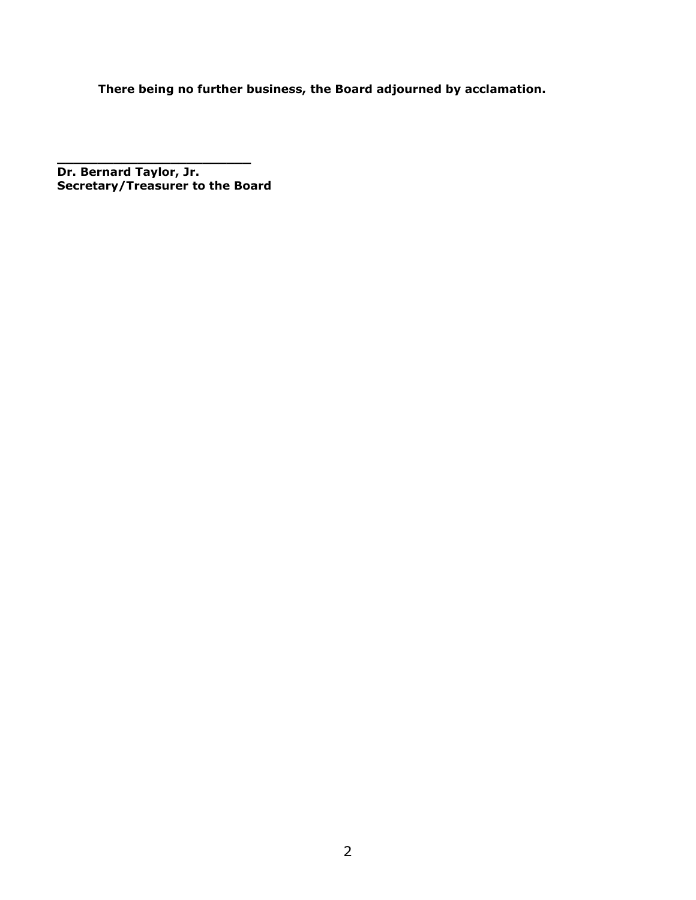**There being no further business, the Board adjourned by acclamation.**

___________________________
**Dr. Bernard Taylor, Jr.**
**Secretary/Treasurer to the Board**